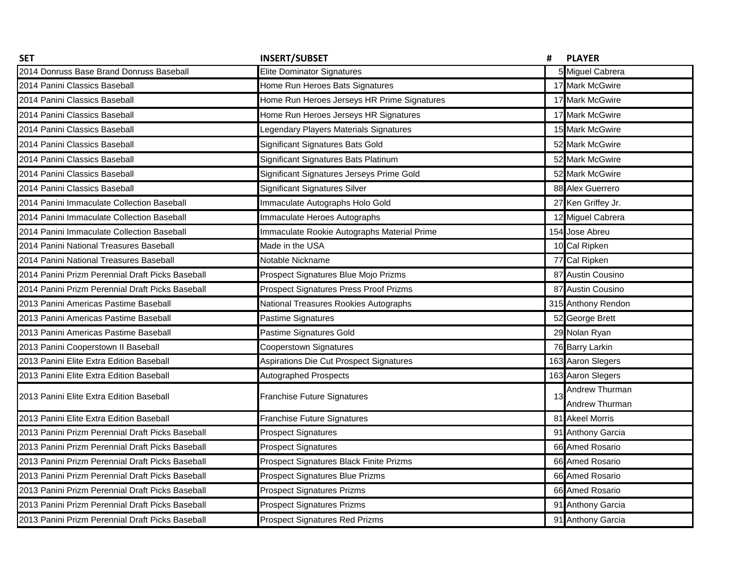| SET | INSERT/SUBSET | # | PLAYER |
|---|---|---|---|
| 2014 Donruss Base Brand Donruss Baseball | Elite Dominator Signatures | 5 | Miguel Cabrera |
| 2014 Panini Classics Baseball | Home Run Heroes Bats Signatures | 17 | Mark McGwire |
| 2014 Panini Classics Baseball | Home Run Heroes Jerseys HR Prime Signatures | 17 | Mark McGwire |
| 2014 Panini Classics Baseball | Home Run Heroes Jerseys HR Signatures | 17 | Mark McGwire |
| 2014 Panini Classics Baseball | Legendary Players Materials Signatures | 15 | Mark McGwire |
| 2014 Panini Classics Baseball | Significant Signatures Bats Gold | 52 | Mark McGwire |
| 2014 Panini Classics Baseball | Significant Signatures Bats Platinum | 52 | Mark McGwire |
| 2014 Panini Classics Baseball | Significant Signatures Jerseys Prime Gold | 52 | Mark McGwire |
| 2014 Panini Classics Baseball | Significant Signatures Silver | 88 | Alex Guerrero |
| 2014 Panini Immaculate Collection Baseball | Immaculate Autographs Holo Gold | 27 | Ken Griffey Jr. |
| 2014 Panini Immaculate Collection Baseball | Immaculate Heroes Autographs | 12 | Miguel Cabrera |
| 2014 Panini Immaculate Collection Baseball | Immaculate Rookie Autographs Material Prime | 154 | Jose Abreu |
| 2014 Panini National Treasures Baseball | Made in the USA | 10 | Cal Ripken |
| 2014 Panini National Treasures Baseball | Notable Nickname | 77 | Cal Ripken |
| 2014 Panini Prizm Perennial Draft Picks Baseball | Prospect Signatures Blue Mojo Prizms | 87 | Austin Cousino |
| 2014 Panini Prizm Perennial Draft Picks Baseball | Prospect Signatures Press Proof Prizms | 87 | Austin Cousino |
| 2013 Panini Americas Pastime Baseball | National Treasures Rookies Autographs | 315 | Anthony Rendon |
| 2013 Panini Americas Pastime Baseball | Pastime Signatures | 52 | George Brett |
| 2013 Panini Americas Pastime Baseball | Pastime Signatures Gold | 29 | Nolan Ryan |
| 2013 Panini Cooperstown II Baseball | Cooperstown Signatures | 76 | Barry Larkin |
| 2013 Panini Elite Extra Edition Baseball | Aspirations Die Cut Prospect Signatures | 163 | Aaron Slegers |
| 2013 Panini Elite Extra Edition Baseball | Autographed Prospects | 163 | Aaron Slegers |
| 2013 Panini Elite Extra Edition Baseball | Franchise Future Signatures | 13 | Andrew Thurman<br>Andrew Thurman |
| 2013 Panini Elite Extra Edition Baseball | Franchise Future Signatures | 81 | Akeel Morris |
| 2013 Panini Prizm Perennial Draft Picks Baseball | Prospect Signatures | 91 | Anthony Garcia |
| 2013 Panini Prizm Perennial Draft Picks Baseball | Prospect Signatures | 66 | Amed Rosario |
| 2013 Panini Prizm Perennial Draft Picks Baseball | Prospect Signatures Black Finite Prizms | 66 | Amed Rosario |
| 2013 Panini Prizm Perennial Draft Picks Baseball | Prospect Signatures Blue Prizms | 66 | Amed Rosario |
| 2013 Panini Prizm Perennial Draft Picks Baseball | Prospect Signatures Prizms | 66 | Amed Rosario |
| 2013 Panini Prizm Perennial Draft Picks Baseball | Prospect Signatures Prizms | 91 | Anthony Garcia |
| 2013 Panini Prizm Perennial Draft Picks Baseball | Prospect Signatures Red Prizms | 91 | Anthony Garcia |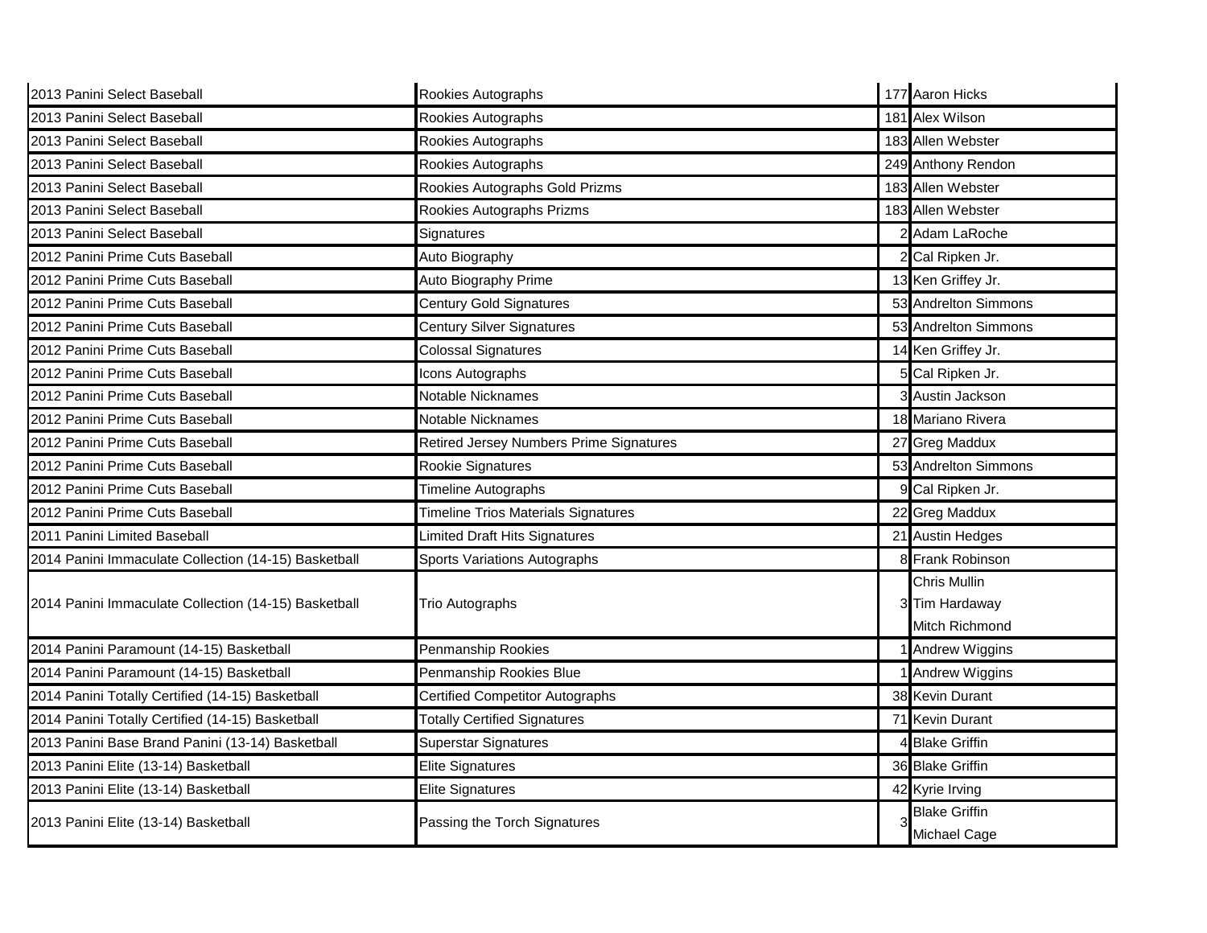| | | | |
|---|---|---|---|
| 2013 Panini Select Baseball | Rookies Autographs | 177 | Aaron Hicks |
| 2013 Panini Select Baseball | Rookies Autographs | 181 | Alex Wilson |
| 2013 Panini Select Baseball | Rookies Autographs | 183 | Allen Webster |
| 2013 Panini Select Baseball | Rookies Autographs | 249 | Anthony Rendon |
| 2013 Panini Select Baseball | Rookies Autographs Gold Prizms | 183 | Allen Webster |
| 2013 Panini Select Baseball | Rookies Autographs Prizms | 183 | Allen Webster |
| 2013 Panini Select Baseball | Signatures | 2 | Adam LaRoche |
| 2012 Panini Prime Cuts Baseball | Auto Biography | 2 | Cal Ripken Jr. |
| 2012 Panini Prime Cuts Baseball | Auto Biography Prime | 13 | Ken Griffey Jr. |
| 2012 Panini Prime Cuts Baseball | Century Gold Signatures | 53 | Andrelton Simmons |
| 2012 Panini Prime Cuts Baseball | Century Silver Signatures | 53 | Andrelton Simmons |
| 2012 Panini Prime Cuts Baseball | Colossal Signatures | 14 | Ken Griffey Jr. |
| 2012 Panini Prime Cuts Baseball | Icons Autographs | 5 | Cal Ripken Jr. |
| 2012 Panini Prime Cuts Baseball | Notable Nicknames | 3 | Austin Jackson |
| 2012 Panini Prime Cuts Baseball | Notable Nicknames | 18 | Mariano Rivera |
| 2012 Panini Prime Cuts Baseball | Retired Jersey Numbers Prime Signatures | 27 | Greg Maddux |
| 2012 Panini Prime Cuts Baseball | Rookie Signatures | 53 | Andrelton Simmons |
| 2012 Panini Prime Cuts Baseball | Timeline Autographs | 9 | Cal Ripken Jr. |
| 2012 Panini Prime Cuts Baseball | Timeline Trios Materials Signatures | 22 | Greg Maddux |
| 2011 Panini Limited Baseball | Limited Draft Hits Signatures | 21 | Austin Hedges |
| 2014 Panini Immaculate Collection (14-15) Basketball | Sports Variations Autographs | 8 | Frank Robinson |
| 2014 Panini Immaculate Collection (14-15) Basketball | Trio Autographs | 3 | Chris Mullin<br>Tim Hardaway<br>Mitch Richmond |
| 2014 Panini Paramount (14-15) Basketball | Penmanship Rookies | 1 | Andrew Wiggins |
| 2014 Panini Paramount (14-15) Basketball | Penmanship Rookies Blue | 1 | Andrew Wiggins |
| 2014 Panini Totally Certified (14-15) Basketball | Certified Competitor Autographs | 38 | Kevin Durant |
| 2014 Panini Totally Certified (14-15) Basketball | Totally Certified Signatures | 71 | Kevin Durant |
| 2013 Panini Base Brand Panini (13-14) Basketball | Superstar Signatures | 4 | Blake Griffin |
| 2013 Panini Elite (13-14) Basketball | Elite Signatures | 36 | Blake Griffin |
| 2013 Panini Elite (13-14) Basketball | Elite Signatures | 42 | Kyrie Irving |
| 2013 Panini Elite (13-14) Basketball | Passing the Torch Signatures | 3 | Blake Griffin<br>Michael Cage |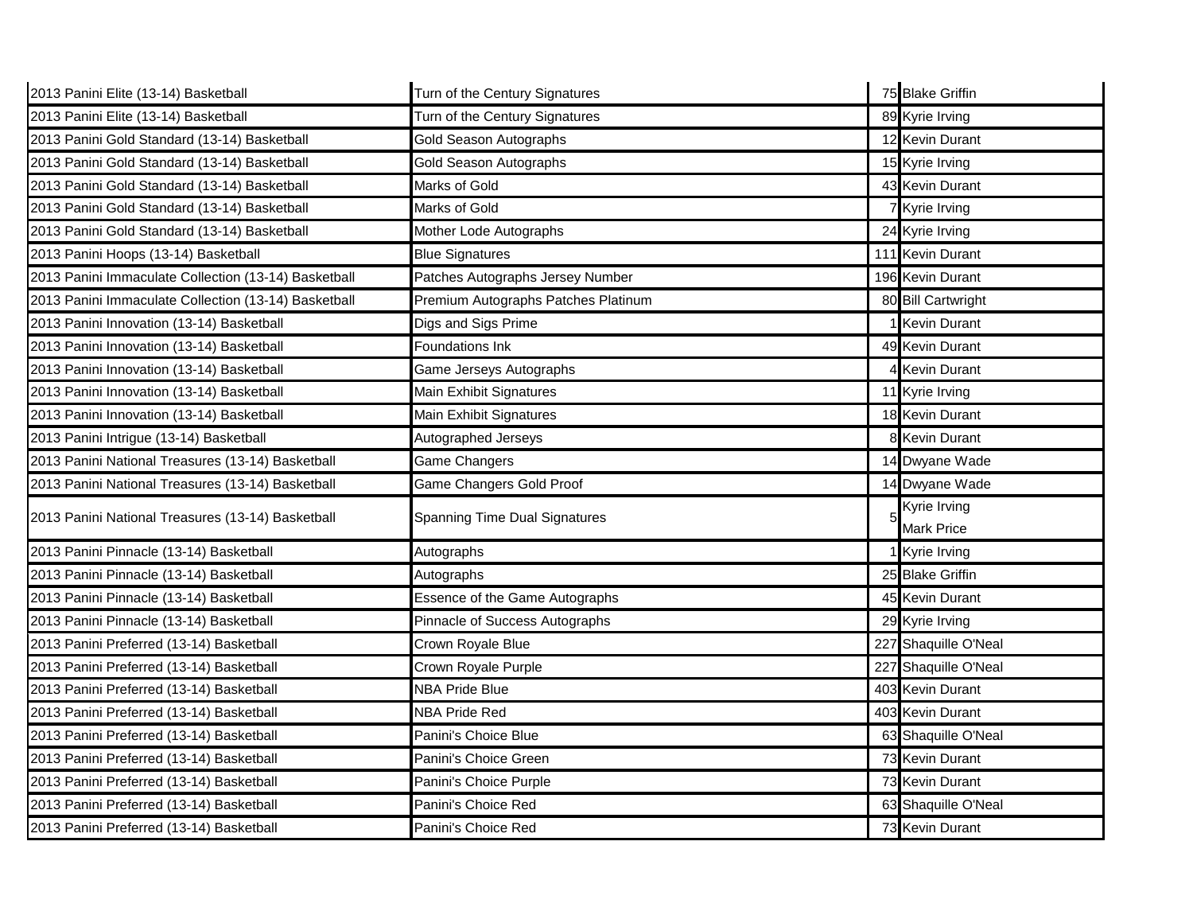| | | | |
|---|---|---|---|
| 2013 Panini Elite (13-14) Basketball | Turn of the Century Signatures | 75 | Blake Griffin |
| 2013 Panini Elite (13-14) Basketball | Turn of the Century Signatures | 89 | Kyrie Irving |
| 2013 Panini Gold Standard (13-14) Basketball | Gold Season Autographs | 12 | Kevin Durant |
| 2013 Panini Gold Standard (13-14) Basketball | Gold Season Autographs | 15 | Kyrie Irving |
| 2013 Panini Gold Standard (13-14) Basketball | Marks of Gold | 43 | Kevin Durant |
| 2013 Panini Gold Standard (13-14) Basketball | Marks of Gold | 7 | Kyrie Irving |
| 2013 Panini Gold Standard (13-14) Basketball | Mother Lode Autographs | 24 | Kyrie Irving |
| 2013 Panini Hoops (13-14) Basketball | Blue Signatures | 111 | Kevin Durant |
| 2013 Panini Immaculate Collection (13-14) Basketball | Patches Autographs Jersey Number | 196 | Kevin Durant |
| 2013 Panini Immaculate Collection (13-14) Basketball | Premium Autographs Patches Platinum | 80 | Bill Cartwright |
| 2013 Panini Innovation (13-14) Basketball | Digs and Sigs Prime | 1 | Kevin Durant |
| 2013 Panini Innovation (13-14) Basketball | Foundations Ink | 49 | Kevin Durant |
| 2013 Panini Innovation (13-14) Basketball | Game Jerseys Autographs | 4 | Kevin Durant |
| 2013 Panini Innovation (13-14) Basketball | Main Exhibit Signatures | 11 | Kyrie Irving |
| 2013 Panini Innovation (13-14) Basketball | Main Exhibit Signatures | 18 | Kevin Durant |
| 2013 Panini Intrigue (13-14) Basketball | Autographed Jerseys | 8 | Kevin Durant |
| 2013 Panini National Treasures (13-14) Basketball | Game Changers | 14 | Dwyane Wade |
| 2013 Panini National Treasures (13-14) Basketball | Game Changers Gold Proof | 14 | Dwyane Wade |
| 2013 Panini National Treasures (13-14) Basketball | Spanning Time Dual Signatures | 5 | Kyrie Irving<br>Mark Price |
| 2013 Panini Pinnacle (13-14) Basketball | Autographs | 1 | Kyrie Irving |
| 2013 Panini Pinnacle (13-14) Basketball | Autographs | 25 | Blake Griffin |
| 2013 Panini Pinnacle (13-14) Basketball | Essence of the Game Autographs | 45 | Kevin Durant |
| 2013 Panini Pinnacle (13-14) Basketball | Pinnacle of Success Autographs | 29 | Kyrie Irving |
| 2013 Panini Preferred (13-14) Basketball | Crown Royale Blue | 227 | Shaquille O'Neal |
| 2013 Panini Preferred (13-14) Basketball | Crown Royale Purple | 227 | Shaquille O'Neal |
| 2013 Panini Preferred (13-14) Basketball | NBA Pride Blue | 403 | Kevin Durant |
| 2013 Panini Preferred (13-14) Basketball | NBA Pride Red | 403 | Kevin Durant |
| 2013 Panini Preferred (13-14) Basketball | Panini's Choice Blue | 63 | Shaquille O'Neal |
| 2013 Panini Preferred (13-14) Basketball | Panini's Choice Green | 73 | Kevin Durant |
| 2013 Panini Preferred (13-14) Basketball | Panini's Choice Purple | 73 | Kevin Durant |
| 2013 Panini Preferred (13-14) Basketball | Panini's Choice Red | 63 | Shaquille O'Neal |
| 2013 Panini Preferred (13-14) Basketball | Panini's Choice Red | 73 | Kevin Durant |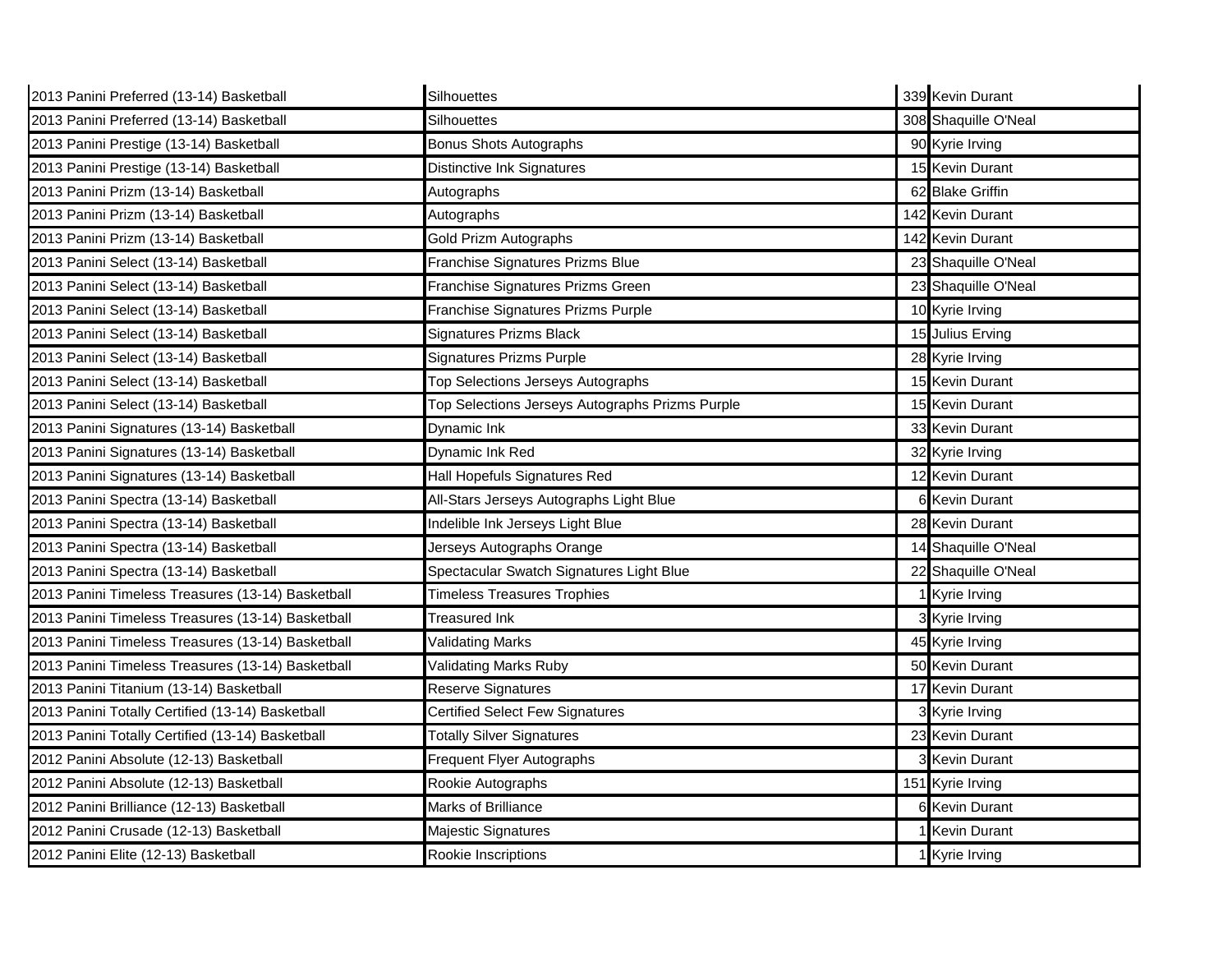| | | | |
|---|---|---|---|
| 2013 Panini Preferred (13-14) Basketball | Silhouettes | 339 | Kevin Durant |
| 2013 Panini Preferred (13-14) Basketball | Silhouettes | 308 | Shaquille O'Neal |
| 2013 Panini Prestige (13-14) Basketball | Bonus Shots Autographs | 90 | Kyrie Irving |
| 2013 Panini Prestige (13-14) Basketball | Distinctive Ink Signatures | 15 | Kevin Durant |
| 2013 Panini Prizm (13-14) Basketball | Autographs | 62 | Blake Griffin |
| 2013 Panini Prizm (13-14) Basketball | Autographs | 142 | Kevin Durant |
| 2013 Panini Prizm (13-14) Basketball | Gold Prizm Autographs | 142 | Kevin Durant |
| 2013 Panini Select (13-14) Basketball | Franchise Signatures Prizms Blue | 23 | Shaquille O'Neal |
| 2013 Panini Select (13-14) Basketball | Franchise Signatures Prizms Green | 23 | Shaquille O'Neal |
| 2013 Panini Select (13-14) Basketball | Franchise Signatures Prizms Purple | 10 | Kyrie Irving |
| 2013 Panini Select (13-14) Basketball | Signatures Prizms Black | 15 | Julius Erving |
| 2013 Panini Select (13-14) Basketball | Signatures Prizms Purple | 28 | Kyrie Irving |
| 2013 Panini Select (13-14) Basketball | Top Selections Jerseys Autographs | 15 | Kevin Durant |
| 2013 Panini Select (13-14) Basketball | Top Selections Jerseys Autographs Prizms Purple | 15 | Kevin Durant |
| 2013 Panini Signatures (13-14) Basketball | Dynamic Ink | 33 | Kevin Durant |
| 2013 Panini Signatures (13-14) Basketball | Dynamic Ink Red | 32 | Kyrie Irving |
| 2013 Panini Signatures (13-14) Basketball | Hall Hopefuls Signatures Red | 12 | Kevin Durant |
| 2013 Panini Spectra (13-14) Basketball | All-Stars Jerseys Autographs Light Blue | 6 | Kevin Durant |
| 2013 Panini Spectra (13-14) Basketball | Indelible Ink Jerseys Light Blue | 28 | Kevin Durant |
| 2013 Panini Spectra (13-14) Basketball | Jerseys Autographs Orange | 14 | Shaquille O'Neal |
| 2013 Panini Spectra (13-14) Basketball | Spectacular Swatch Signatures Light Blue | 22 | Shaquille O'Neal |
| 2013 Panini Timeless Treasures (13-14) Basketball | Timeless Treasures Trophies | 1 | Kyrie Irving |
| 2013 Panini Timeless Treasures (13-14) Basketball | Treasured Ink | 3 | Kyrie Irving |
| 2013 Panini Timeless Treasures (13-14) Basketball | Validating Marks | 45 | Kyrie Irving |
| 2013 Panini Timeless Treasures (13-14) Basketball | Validating Marks Ruby | 50 | Kevin Durant |
| 2013 Panini Titanium (13-14) Basketball | Reserve Signatures | 17 | Kevin Durant |
| 2013 Panini Totally Certified (13-14) Basketball | Certified Select Few Signatures | 3 | Kyrie Irving |
| 2013 Panini Totally Certified (13-14) Basketball | Totally Silver Signatures | 23 | Kevin Durant |
| 2012 Panini Absolute (12-13) Basketball | Frequent Flyer Autographs | 3 | Kevin Durant |
| 2012 Panini Absolute (12-13) Basketball | Rookie Autographs | 151 | Kyrie Irving |
| 2012 Panini Brilliance (12-13) Basketball | Marks of Brilliance | 6 | Kevin Durant |
| 2012 Panini Crusade (12-13) Basketball | Majestic Signatures | 1 | Kevin Durant |
| 2012 Panini Elite (12-13) Basketball | Rookie Inscriptions | 1 | Kyrie Irving |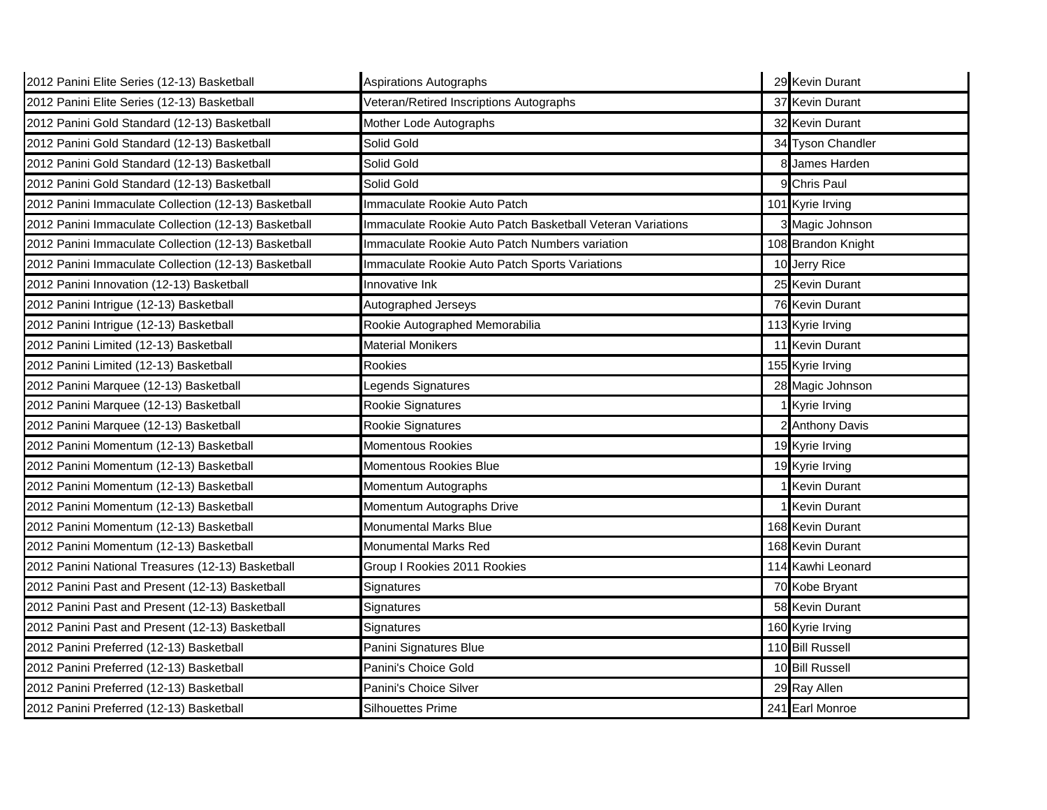| | | | |
|---|---|---|---|
| 2012 Panini Elite Series (12-13) Basketball | Aspirations Autographs | 29 | Kevin Durant |
| 2012 Panini Elite Series (12-13) Basketball | Veteran/Retired Inscriptions Autographs | 37 | Kevin Durant |
| 2012 Panini Gold Standard (12-13) Basketball | Mother Lode Autographs | 32 | Kevin Durant |
| 2012 Panini Gold Standard (12-13) Basketball | Solid Gold | 34 | Tyson Chandler |
| 2012 Panini Gold Standard (12-13) Basketball | Solid Gold | 8 | James Harden |
| 2012 Panini Gold Standard (12-13) Basketball | Solid Gold | 9 | Chris Paul |
| 2012 Panini Immaculate Collection (12-13) Basketball | Immaculate Rookie Auto Patch | 101 | Kyrie Irving |
| 2012 Panini Immaculate Collection (12-13) Basketball | Immaculate Rookie Auto Patch Basketball Veteran Variations | 3 | Magic Johnson |
| 2012 Panini Immaculate Collection (12-13) Basketball | Immaculate Rookie Auto Patch Numbers variation | 108 | Brandon Knight |
| 2012 Panini Immaculate Collection (12-13) Basketball | Immaculate Rookie Auto Patch Sports Variations | 10 | Jerry Rice |
| 2012 Panini Innovation (12-13) Basketball | Innovative Ink | 25 | Kevin Durant |
| 2012 Panini Intrigue (12-13) Basketball | Autographed Jerseys | 76 | Kevin Durant |
| 2012 Panini Intrigue (12-13) Basketball | Rookie Autographed Memorabilia | 113 | Kyrie Irving |
| 2012 Panini Limited (12-13) Basketball | Material Monikers | 11 | Kevin Durant |
| 2012 Panini Limited (12-13) Basketball | Rookies | 155 | Kyrie Irving |
| 2012 Panini Marquee (12-13) Basketball | Legends Signatures | 28 | Magic Johnson |
| 2012 Panini Marquee (12-13) Basketball | Rookie Signatures | 1 | Kyrie Irving |
| 2012 Panini Marquee (12-13) Basketball | Rookie Signatures | 2 | Anthony Davis |
| 2012 Panini Momentum (12-13) Basketball | Momentous Rookies | 19 | Kyrie Irving |
| 2012 Panini Momentum (12-13) Basketball | Momentous Rookies Blue | 19 | Kyrie Irving |
| 2012 Panini Momentum (12-13) Basketball | Momentum Autographs | 1 | Kevin Durant |
| 2012 Panini Momentum (12-13) Basketball | Momentum Autographs Drive | 1 | Kevin Durant |
| 2012 Panini Momentum (12-13) Basketball | Monumental Marks Blue | 168 | Kevin Durant |
| 2012 Panini Momentum (12-13) Basketball | Monumental Marks Red | 168 | Kevin Durant |
| 2012 Panini National Treasures (12-13) Basketball | Group I Rookies 2011 Rookies | 114 | Kawhi Leonard |
| 2012 Panini Past and Present (12-13) Basketball | Signatures | 70 | Kobe Bryant |
| 2012 Panini Past and Present (12-13) Basketball | Signatures | 58 | Kevin Durant |
| 2012 Panini Past and Present (12-13) Basketball | Signatures | 160 | Kyrie Irving |
| 2012 Panini Preferred (12-13) Basketball | Panini Signatures Blue | 110 | Bill Russell |
| 2012 Panini Preferred (12-13) Basketball | Panini's Choice Gold | 10 | Bill Russell |
| 2012 Panini Preferred (12-13) Basketball | Panini's Choice Silver | 29 | Ray Allen |
| 2012 Panini Preferred (12-13) Basketball | Silhouettes Prime | 241 | Earl Monroe |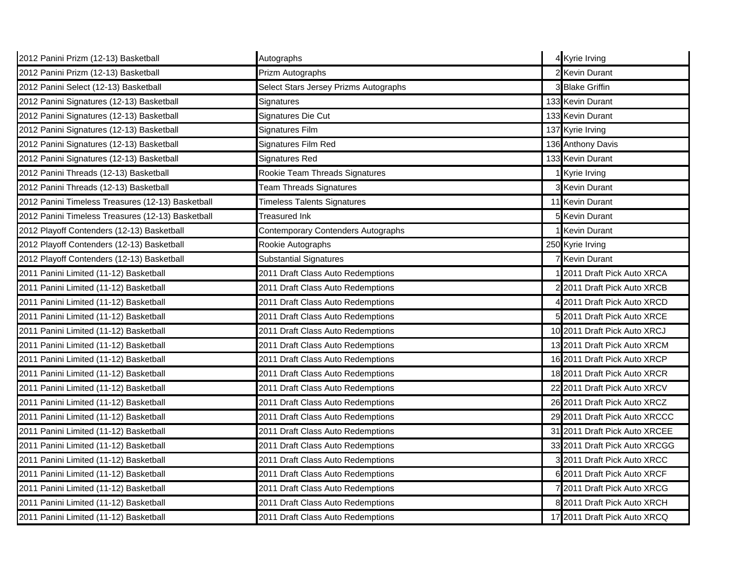| | | | |
|---|---|---|---|
| 2012 Panini Prizm (12-13) Basketball | Autographs | 4 | Kyrie Irving |
| 2012 Panini Prizm (12-13) Basketball | Prizm Autographs | 2 | Kevin Durant |
| 2012 Panini Select (12-13) Basketball | Select Stars Jersey Prizms Autographs | 3 | Blake Griffin |
| 2012 Panini Signatures (12-13) Basketball | Signatures | 133 | Kevin Durant |
| 2012 Panini Signatures (12-13) Basketball | Signatures Die Cut | 133 | Kevin Durant |
| 2012 Panini Signatures (12-13) Basketball | Signatures Film | 137 | Kyrie Irving |
| 2012 Panini Signatures (12-13) Basketball | Signatures Film Red | 136 | Anthony Davis |
| 2012 Panini Signatures (12-13) Basketball | Signatures Red | 133 | Kevin Durant |
| 2012 Panini Threads (12-13) Basketball | Rookie Team Threads Signatures | 1 | Kyrie Irving |
| 2012 Panini Threads (12-13) Basketball | Team Threads Signatures | 3 | Kevin Durant |
| 2012 Panini Timeless Treasures (12-13) Basketball | Timeless Talents Signatures | 11 | Kevin Durant |
| 2012 Panini Timeless Treasures (12-13) Basketball | Treasured Ink | 5 | Kevin Durant |
| 2012 Playoff Contenders (12-13) Basketball | Contemporary Contenders Autographs | 1 | Kevin Durant |
| 2012 Playoff Contenders (12-13) Basketball | Rookie Autographs | 250 | Kyrie Irving |
| 2012 Playoff Contenders (12-13) Basketball | Substantial Signatures | 7 | Kevin Durant |
| 2011 Panini Limited (11-12) Basketball | 2011 Draft Class Auto Redemptions | 1 | 2011 Draft Pick Auto XRCA |
| 2011 Panini Limited (11-12) Basketball | 2011 Draft Class Auto Redemptions | 2 | 2011 Draft Pick Auto XRCB |
| 2011 Panini Limited (11-12) Basketball | 2011 Draft Class Auto Redemptions | 4 | 2011 Draft Pick Auto XRCD |
| 2011 Panini Limited (11-12) Basketball | 2011 Draft Class Auto Redemptions | 5 | 2011 Draft Pick Auto XRCE |
| 2011 Panini Limited (11-12) Basketball | 2011 Draft Class Auto Redemptions | 10 | 2011 Draft Pick Auto XRCJ |
| 2011 Panini Limited (11-12) Basketball | 2011 Draft Class Auto Redemptions | 13 | 2011 Draft Pick Auto XRCM |
| 2011 Panini Limited (11-12) Basketball | 2011 Draft Class Auto Redemptions | 16 | 2011 Draft Pick Auto XRCP |
| 2011 Panini Limited (11-12) Basketball | 2011 Draft Class Auto Redemptions | 18 | 2011 Draft Pick Auto XRCR |
| 2011 Panini Limited (11-12) Basketball | 2011 Draft Class Auto Redemptions | 22 | 2011 Draft Pick Auto XRCV |
| 2011 Panini Limited (11-12) Basketball | 2011 Draft Class Auto Redemptions | 26 | 2011 Draft Pick Auto XRCZ |
| 2011 Panini Limited (11-12) Basketball | 2011 Draft Class Auto Redemptions | 29 | 2011 Draft Pick Auto XRCCC |
| 2011 Panini Limited (11-12) Basketball | 2011 Draft Class Auto Redemptions | 31 | 2011 Draft Pick Auto XRCEE |
| 2011 Panini Limited (11-12) Basketball | 2011 Draft Class Auto Redemptions | 33 | 2011 Draft Pick Auto XRCGG |
| 2011 Panini Limited (11-12) Basketball | 2011 Draft Class Auto Redemptions | 3 | 2011 Draft Pick Auto XRCC |
| 2011 Panini Limited (11-12) Basketball | 2011 Draft Class Auto Redemptions | 6 | 2011 Draft Pick Auto XRCF |
| 2011 Panini Limited (11-12) Basketball | 2011 Draft Class Auto Redemptions | 7 | 2011 Draft Pick Auto XRCG |
| 2011 Panini Limited (11-12) Basketball | 2011 Draft Class Auto Redemptions | 8 | 2011 Draft Pick Auto XRCH |
| 2011 Panini Limited (11-12) Basketball | 2011 Draft Class Auto Redemptions | 17 | 2011 Draft Pick Auto XRCQ |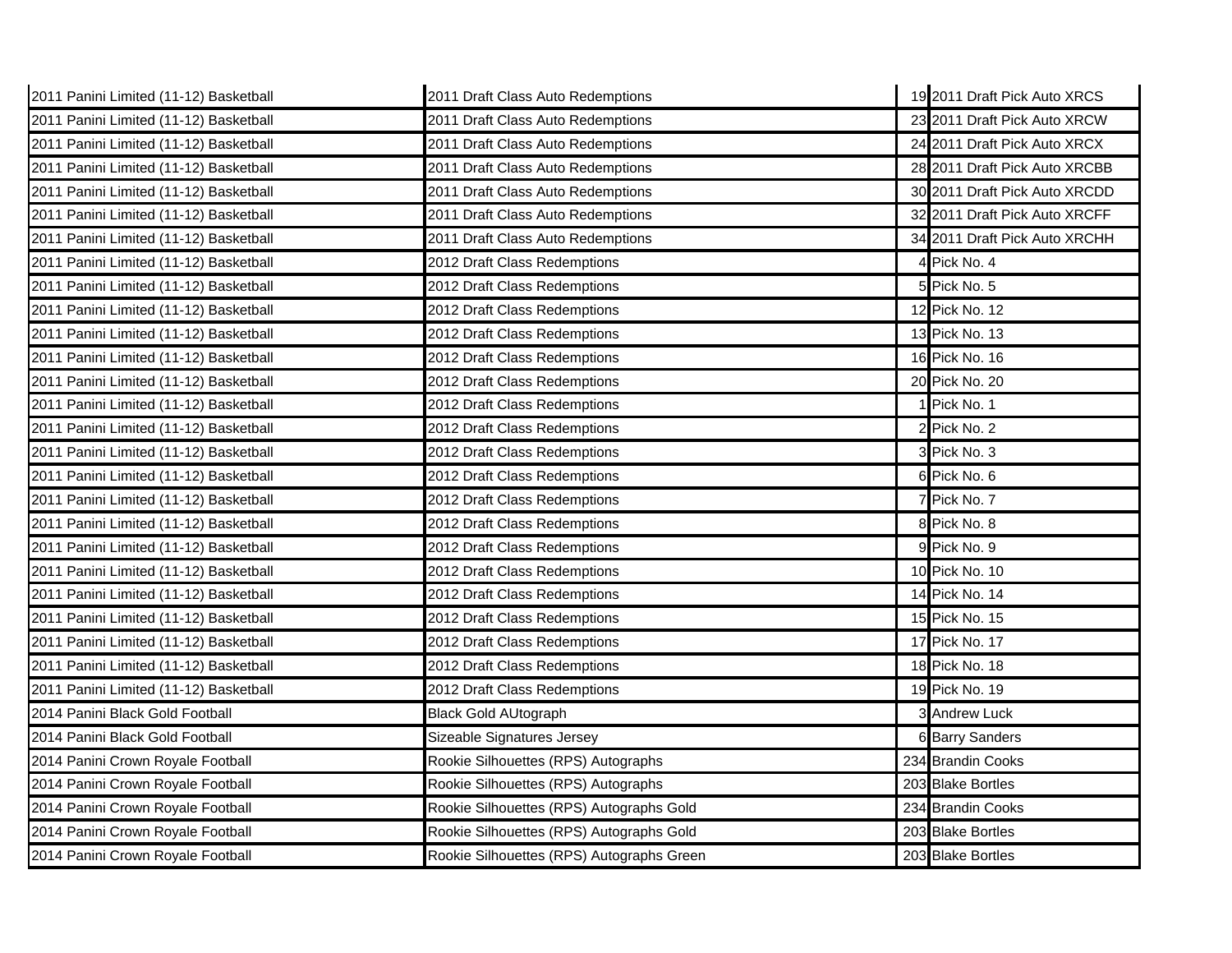| | | | |
|---|---|---|---|
| 2011 Panini Limited (11-12) Basketball | 2011 Draft Class Auto Redemptions | 19 | 2011 Draft Pick Auto XRCS |
| 2011 Panini Limited (11-12) Basketball | 2011 Draft Class Auto Redemptions | 23 | 2011 Draft Pick Auto XRCW |
| 2011 Panini Limited (11-12) Basketball | 2011 Draft Class Auto Redemptions | 24 | 2011 Draft Pick Auto XRCX |
| 2011 Panini Limited (11-12) Basketball | 2011 Draft Class Auto Redemptions | 28 | 2011 Draft Pick Auto XRCBB |
| 2011 Panini Limited (11-12) Basketball | 2011 Draft Class Auto Redemptions | 30 | 2011 Draft Pick Auto XRCDD |
| 2011 Panini Limited (11-12) Basketball | 2011 Draft Class Auto Redemptions | 32 | 2011 Draft Pick Auto XRCFF |
| 2011 Panini Limited (11-12) Basketball | 2011 Draft Class Auto Redemptions | 34 | 2011 Draft Pick Auto XRCHH |
| 2011 Panini Limited (11-12) Basketball | 2012 Draft Class Redemptions | 4 | Pick No. 4 |
| 2011 Panini Limited (11-12) Basketball | 2012 Draft Class Redemptions | 5 | Pick No. 5 |
| 2011 Panini Limited (11-12) Basketball | 2012 Draft Class Redemptions | 12 | Pick No. 12 |
| 2011 Panini Limited (11-12) Basketball | 2012 Draft Class Redemptions | 13 | Pick No. 13 |
| 2011 Panini Limited (11-12) Basketball | 2012 Draft Class Redemptions | 16 | Pick No. 16 |
| 2011 Panini Limited (11-12) Basketball | 2012 Draft Class Redemptions | 20 | Pick No. 20 |
| 2011 Panini Limited (11-12) Basketball | 2012 Draft Class Redemptions | 1 | Pick No. 1 |
| 2011 Panini Limited (11-12) Basketball | 2012 Draft Class Redemptions | 2 | Pick No. 2 |
| 2011 Panini Limited (11-12) Basketball | 2012 Draft Class Redemptions | 3 | Pick No. 3 |
| 2011 Panini Limited (11-12) Basketball | 2012 Draft Class Redemptions | 6 | Pick No. 6 |
| 2011 Panini Limited (11-12) Basketball | 2012 Draft Class Redemptions | 7 | Pick No. 7 |
| 2011 Panini Limited (11-12) Basketball | 2012 Draft Class Redemptions | 8 | Pick No. 8 |
| 2011 Panini Limited (11-12) Basketball | 2012 Draft Class Redemptions | 9 | Pick No. 9 |
| 2011 Panini Limited (11-12) Basketball | 2012 Draft Class Redemptions | 10 | Pick No. 10 |
| 2011 Panini Limited (11-12) Basketball | 2012 Draft Class Redemptions | 14 | Pick No. 14 |
| 2011 Panini Limited (11-12) Basketball | 2012 Draft Class Redemptions | 15 | Pick No. 15 |
| 2011 Panini Limited (11-12) Basketball | 2012 Draft Class Redemptions | 17 | Pick No. 17 |
| 2011 Panini Limited (11-12) Basketball | 2012 Draft Class Redemptions | 18 | Pick No. 18 |
| 2011 Panini Limited (11-12) Basketball | 2012 Draft Class Redemptions | 19 | Pick No. 19 |
| 2014 Panini Black Gold Football | Black Gold AUtograph | 3 | Andrew Luck |
| 2014 Panini Black Gold Football | Sizeable Signatures Jersey | 6 | Barry Sanders |
| 2014 Panini Crown Royale Football | Rookie Silhouettes (RPS) Autographs | 234 | Brandin Cooks |
| 2014 Panini Crown Royale Football | Rookie Silhouettes (RPS) Autographs | 203 | Blake Bortles |
| 2014 Panini Crown Royale Football | Rookie Silhouettes (RPS) Autographs Gold | 234 | Brandin Cooks |
| 2014 Panini Crown Royale Football | Rookie Silhouettes (RPS) Autographs Gold | 203 | Blake Bortles |
| 2014 Panini Crown Royale Football | Rookie Silhouettes (RPS) Autographs Green | 203 | Blake Bortles |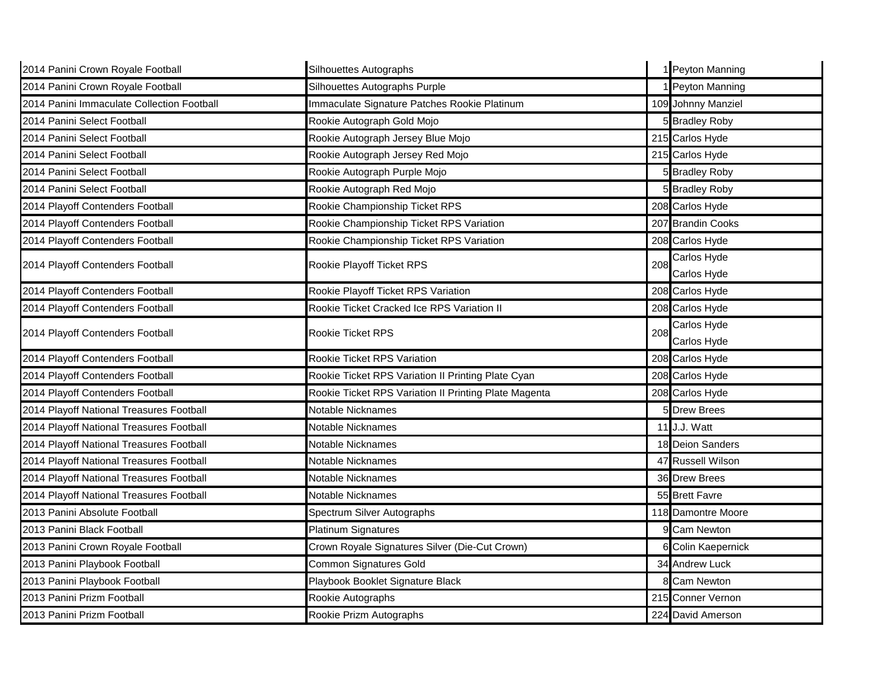| | | | |
|---|---|---|---|
| 2014 Panini Crown Royale Football | Silhouettes Autographs | 1 | Peyton Manning |
| 2014 Panini Crown Royale Football | Silhouettes Autographs Purple | 1 | Peyton Manning |
| 2014 Panini Immaculate Collection Football | Immaculate Signature Patches Rookie Platinum | 109 | Johnny Manziel |
| 2014 Panini Select Football | Rookie Autograph Gold Mojo | 5 | Bradley Roby |
| 2014 Panini Select Football | Rookie Autograph Jersey Blue Mojo | 215 | Carlos Hyde |
| 2014 Panini Select Football | Rookie Autograph Jersey Red Mojo | 215 | Carlos Hyde |
| 2014 Panini Select Football | Rookie Autograph Purple Mojo | 5 | Bradley Roby |
| 2014 Panini Select Football | Rookie Autograph Red Mojo | 5 | Bradley Roby |
| 2014 Playoff Contenders Football | Rookie Championship Ticket RPS | 208 | Carlos Hyde |
| 2014 Playoff Contenders Football | Rookie Championship Ticket RPS Variation | 207 | Brandin Cooks |
| 2014 Playoff Contenders Football | Rookie Championship Ticket RPS Variation | 208 | Carlos Hyde |
| 2014 Playoff Contenders Football | Rookie Playoff Ticket RPS | 208 | Carlos Hyde<br>Carlos Hyde |
| 2014 Playoff Contenders Football | Rookie Playoff Ticket RPS Variation | 208 | Carlos Hyde |
| 2014 Playoff Contenders Football | Rookie Ticket Cracked Ice RPS Variation II | 208 | Carlos Hyde |
| 2014 Playoff Contenders Football | Rookie Ticket RPS | 208 | Carlos Hyde<br>Carlos Hyde |
| 2014 Playoff Contenders Football | Rookie Ticket RPS Variation | 208 | Carlos Hyde |
| 2014 Playoff Contenders Football | Rookie Ticket RPS Variation II Printing Plate Cyan | 208 | Carlos Hyde |
| 2014 Playoff Contenders Football | Rookie Ticket RPS Variation II Printing Plate Magenta | 208 | Carlos Hyde |
| 2014 Playoff National Treasures Football | Notable Nicknames | 5 | Drew Brees |
| 2014 Playoff National Treasures Football | Notable Nicknames | 11 | J.J. Watt |
| 2014 Playoff National Treasures Football | Notable Nicknames | 18 | Deion Sanders |
| 2014 Playoff National Treasures Football | Notable Nicknames | 47 | Russell Wilson |
| 2014 Playoff National Treasures Football | Notable Nicknames | 36 | Drew Brees |
| 2014 Playoff National Treasures Football | Notable Nicknames | 55 | Brett Favre |
| 2013 Panini Absolute Football | Spectrum Silver Autographs | 118 | Damontre Moore |
| 2013 Panini Black Football | Platinum Signatures | 9 | Cam Newton |
| 2013 Panini Crown Royale Football | Crown Royale Signatures Silver (Die-Cut Crown) | 6 | Colin Kaepernick |
| 2013 Panini Playbook Football | Common Signatures Gold | 34 | Andrew Luck |
| 2013 Panini Playbook Football | Playbook Booklet Signature Black | 8 | Cam Newton |
| 2013 Panini Prizm Football | Rookie Autographs | 215 | Conner Vernon |
| 2013 Panini Prizm Football | Rookie Prizm Autographs | 224 | David Amerson |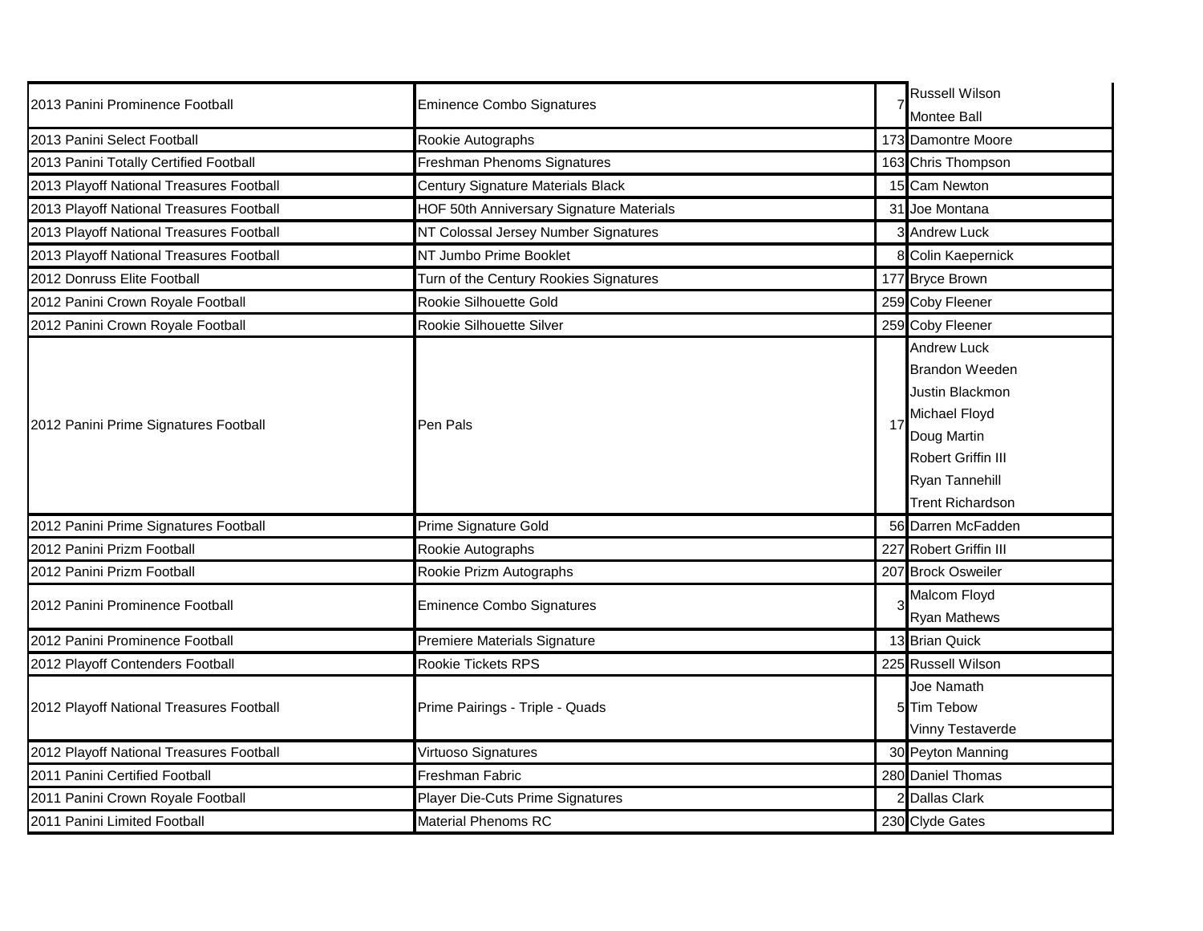| | | | |
|---|---|---|---|
| 2013 Panini Prominence Football | Eminence Combo Signatures | 7 | Russell Wilson<br>Montee Ball |
| 2013 Panini Select Football | Rookie Autographs | 173 | Damontre Moore |
| 2013 Panini Totally Certified Football | Freshman Phenoms Signatures | 163 | Chris Thompson |
| 2013 Playoff National Treasures Football | Century Signature Materials Black | 15 | Cam Newton |
| 2013 Playoff National Treasures Football | HOF 50th Anniversary Signature Materials | 31 | Joe Montana |
| 2013 Playoff National Treasures Football | NT Colossal Jersey Number Signatures | 3 | Andrew Luck |
| 2013 Playoff National Treasures Football | NT Jumbo Prime Booklet | 8 | Colin Kaepernick |
| 2012 Donruss Elite Football | Turn of the Century Rookies Signatures | 177 | Bryce Brown |
| 2012 Panini Crown Royale Football | Rookie Silhouette Gold | 259 | Coby Fleener |
| 2012 Panini Crown Royale Football | Rookie Silhouette Silver | 259 | Coby Fleener |
| 2012 Panini Prime Signatures Football | Pen Pals | 17 | Andrew Luck<br>Brandon Weeden<br>Justin Blackmon<br>Michael Floyd<br>Doug Martin<br>Robert Griffin III<br>Ryan Tannehill<br>Trent Richardson |
| 2012 Panini Prime Signatures Football | Prime Signature Gold | 56 | Darren McFadden |
| 2012 Panini Prizm Football | Rookie Autographs | 227 | Robert Griffin III |
| 2012 Panini Prizm Football | Rookie Prizm Autographs | 207 | Brock Osweiler |
| 2012 Panini Prominence Football | Eminence Combo Signatures | 3 | Malcom Floyd<br>Ryan Mathews |
| 2012 Panini Prominence Football | Premiere Materials Signature | 13 | Brian Quick |
| 2012 Playoff Contenders Football | Rookie Tickets RPS | 225 | Russell Wilson |
| 2012 Playoff National Treasures Football | Prime Pairings - Triple - Quads | 5 | Joe Namath<br>Tim Tebow<br>Vinny Testaverde |
| 2012 Playoff National Treasures Football | Virtuoso Signatures | 30 | Peyton Manning |
| 2011 Panini Certified Football | Freshman Fabric | 280 | Daniel Thomas |
| 2011 Panini Crown Royale Football | Player Die-Cuts Prime Signatures | 2 | Dallas Clark |
| 2011 Panini Limited Football | Material Phenoms RC | 230 | Clyde Gates |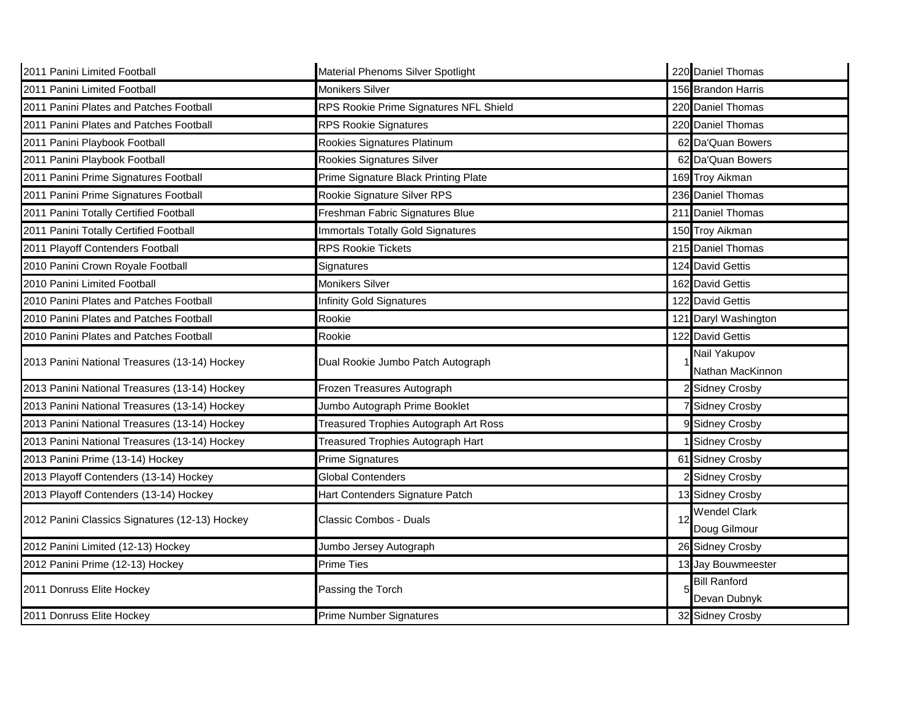| | | | |
|---|---|---|---|
| 2011 Panini Limited Football | Material Phenoms Silver Spotlight | 220 | Daniel Thomas |
| 2011 Panini Limited Football | Monikers Silver | 156 | Brandon Harris |
| 2011 Panini Plates and Patches Football | RPS Rookie Prime Signatures NFL Shield | 220 | Daniel Thomas |
| 2011 Panini Plates and Patches Football | RPS Rookie Signatures | 220 | Daniel Thomas |
| 2011 Panini Playbook Football | Rookies Signatures Platinum | 62 | Da'Quan Bowers |
| 2011 Panini Playbook Football | Rookies Signatures Silver | 62 | Da'Quan Bowers |
| 2011 Panini Prime Signatures Football | Prime Signature Black Printing Plate | 169 | Troy Aikman |
| 2011 Panini Prime Signatures Football | Rookie Signature Silver RPS | 236 | Daniel Thomas |
| 2011 Panini Totally Certified Football | Freshman Fabric Signatures Blue | 211 | Daniel Thomas |
| 2011 Panini Totally Certified Football | Immortals Totally Gold Signatures | 150 | Troy Aikman |
| 2011 Playoff Contenders Football | RPS Rookie Tickets | 215 | Daniel Thomas |
| 2010 Panini Crown Royale Football | Signatures | 124 | David Gettis |
| 2010 Panini Limited Football | Monikers Silver | 162 | David Gettis |
| 2010 Panini Plates and Patches Football | Infinity Gold Signatures | 122 | David Gettis |
| 2010 Panini Plates and Patches Football | Rookie | 121 | Daryl Washington |
| 2010 Panini Plates and Patches Football | Rookie | 122 | David Gettis |
| 2013 Panini National Treasures (13-14) Hockey | Dual Rookie Jumbo Patch Autograph | 1 | Nail Yakupov<br>Nathan MacKinnon |
| 2013 Panini National Treasures (13-14) Hockey | Frozen Treasures Autograph | 2 | Sidney Crosby |
| 2013 Panini National Treasures (13-14) Hockey | Jumbo Autograph Prime Booklet | 7 | Sidney Crosby |
| 2013 Panini National Treasures (13-14) Hockey | Treasured Trophies Autograph Art Ross | 9 | Sidney Crosby |
| 2013 Panini National Treasures (13-14) Hockey | Treasured Trophies Autograph Hart | 1 | Sidney Crosby |
| 2013 Panini Prime (13-14) Hockey | Prime Signatures | 61 | Sidney Crosby |
| 2013 Playoff Contenders (13-14) Hockey | Global Contenders | 2 | Sidney Crosby |
| 2013 Playoff Contenders (13-14) Hockey | Hart Contenders Signature Patch | 13 | Sidney Crosby |
| 2012 Panini Classics Signatures (12-13) Hockey | Classic Combos - Duals | 12 | Wendel Clark<br>Doug Gilmour |
| 2012 Panini Limited (12-13) Hockey | Jumbo Jersey Autograph | 26 | Sidney Crosby |
| 2012 Panini Prime (12-13) Hockey | Prime Ties | 13 | Jay Bouwmeester |
| 2011 Donruss Elite Hockey | Passing the Torch | 5 | Bill Ranford<br>Devan Dubnyk |
| 2011 Donruss Elite Hockey | Prime Number Signatures | 32 | Sidney Crosby |